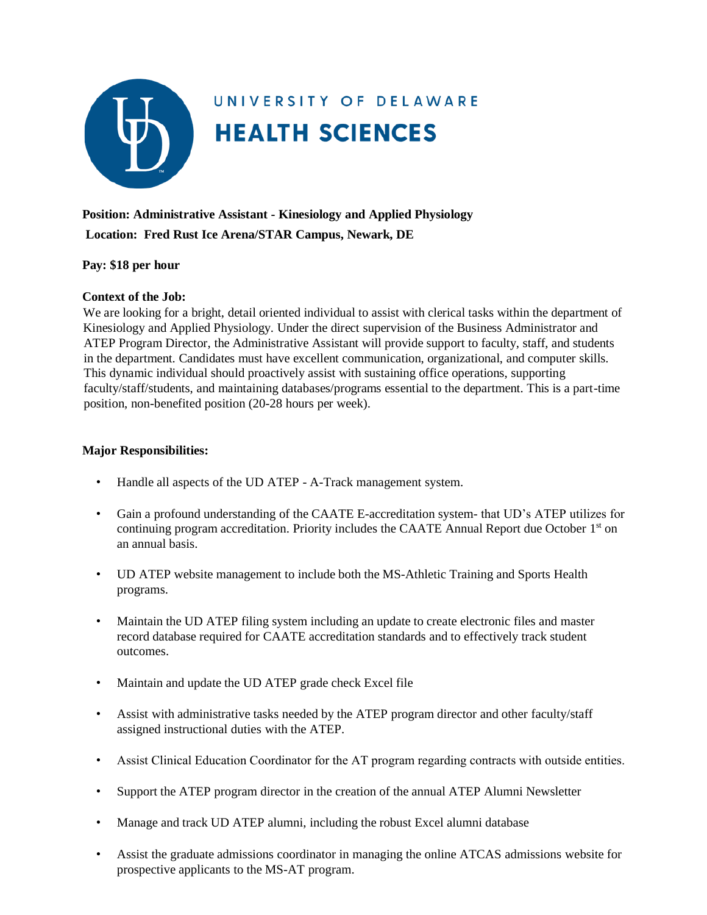UNIVERSITY OF DELAWARE
**HEALTH SCIENCES**

**Position: Administrative Assistant - Kinesiology and Applied Physiology**

**Location: Fred Rust Ice Arena/STAR Campus, Newark, DE**

**Pay: $18 per hour**

**Context of the Job:**

We are looking for a bright, detail oriented individual to assist with clerical tasks within the department of Kinesiology and Applied Physiology. Under the direct supervision of the Business Administrator and ATEP Program Director, the Administrative Assistant will provide support to faculty, staff, and students in the department. Candidates must have excellent communication, organizational, and computer skills. This dynamic individual should proactively assist with sustaining office operations, supporting faculty/staff/students, and maintaining databases/programs essential to the department. This is a part-time position, non-benefited position (20-28 hours per week).

**Major Responsibilities:**

- Handle all aspects of the UD ATEP - A-Track management system.
- Gain a profound understanding of the CAATE E-accreditation system- that UD's ATEP utilizes for continuing program accreditation. Priority includes the CAATE Annual Report due October 1st on an annual basis.
- UD ATEP website management to include both the MS-Athletic Training and Sports Health programs.
- Maintain the UD ATEP filing system including an update to create electronic files and master record database required for CAATE accreditation standards and to effectively track student outcomes.
- Maintain and update the UD ATEP grade check Excel file
- Assist with administrative tasks needed by the ATEP program director and other faculty/staff assigned instructional duties with the ATEP.
- Assist Clinical Education Coordinator for the AT program regarding contracts with outside entities.
- Support the ATEP program director in the creation of the annual ATEP Alumni Newsletter
- Manage and track UD ATEP alumni, including the robust Excel alumni database
- Assist the graduate admissions coordinator in managing the online ATCAS admissions website for prospective applicants to the MS-AT program.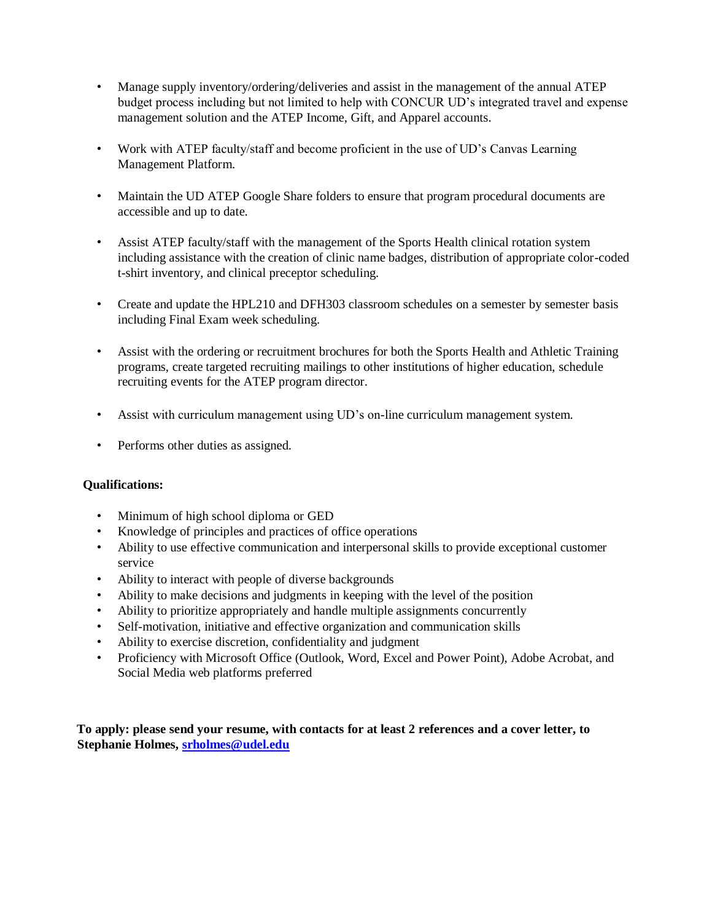- Manage supply inventory/ordering/deliveries and assist in the management of the annual ATEP budget process including but not limited to help with CONCUR UD's integrated travel and expense management solution and the ATEP Income, Gift, and Apparel accounts.

- Work with ATEP faculty/staff and become proficient in the use of UD's Canvas Learning Management Platform.

- Maintain the UD ATEP Google Share folders to ensure that program procedural documents are accessible and up to date.

- Assist ATEP faculty/staff with the management of the Sports Health clinical rotation system including assistance with the creation of clinic name badges, distribution of appropriate color-coded t-shirt inventory, and clinical preceptor scheduling.

- Create and update the HPL210 and DFH303 classroom schedules on a semester by semester basis including Final Exam week scheduling.

- Assist with the ordering or recruitment brochures for both the Sports Health and Athletic Training programs, create targeted recruiting mailings to other institutions of higher education, schedule recruiting events for the ATEP program director.

- Assist with curriculum management using UD's on-line curriculum management system.

- Performs other duties as assigned.

**Qualifications:**

- Minimum of high school diploma or GED
- Knowledge of principles and practices of office operations
- Ability to use effective communication and interpersonal skills to provide exceptional customer service
- Ability to interact with people of diverse backgrounds
- Ability to make decisions and judgments in keeping with the level of the position
- Ability to prioritize appropriately and handle multiple assignments concurrently
- Self-motivation, initiative and effective organization and communication skills
- Ability to exercise discretion, confidentiality and judgment
- Proficiency with Microsoft Office (Outlook, Word, Excel and Power Point), Adobe Acrobat, and Social Media web platforms preferred

**To apply: please send your resume, with contacts for at least 2 references and a cover letter, to Stephanie Holmes, [srholmes@udel.edu](mailto:srholmes@udel.edu)**